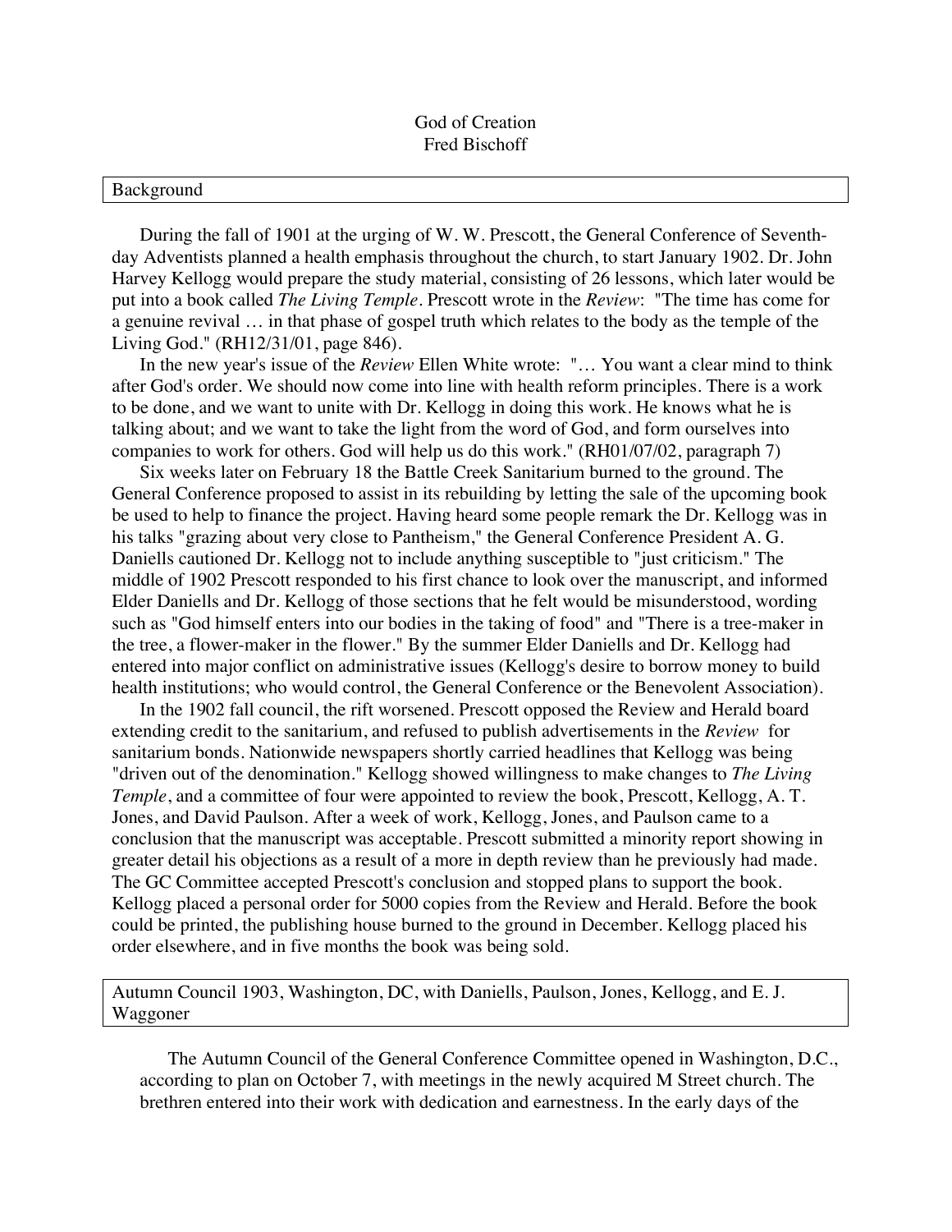# God of Creation

Fred Bischoff

## Background

During the fall of 1901 at the urging of W. W. Prescott, the General Conference of Seventh-day Adventists planned a health emphasis throughout the church, to start January 1902. Dr. John Harvey Kellogg would prepare the study material, consisting of 26 lessons, which later would be put into a book called *The Living Temple*. Prescott wrote in the *Review*: "The time has come for a genuine revival … in that phase of gospel truth which relates to the body as the temple of the Living God." (RH12/31/01, page 846).

In the new year's issue of the *Review* Ellen White wrote: "… You want a clear mind to think after God's order. We should now come into line with health reform principles. There is a work to be done, and we want to unite with Dr. Kellogg in doing this work. He knows what he is talking about; and we want to take the light from the word of God, and form ourselves into companies to work for others. God will help us do this work." (RH01/07/02, paragraph 7)

Six weeks later on February 18 the Battle Creek Sanitarium burned to the ground. The General Conference proposed to assist in its rebuilding by letting the sale of the upcoming book be used to help to finance the project. Having heard some people remark the Dr. Kellogg was in his talks "grazing about very close to Pantheism," the General Conference President A. G. Daniells cautioned Dr. Kellogg not to include anything susceptible to "just criticism." The middle of 1902 Prescott responded to his first chance to look over the manuscript, and informed Elder Daniells and Dr. Kellogg of those sections that he felt would be misunderstood, wording such as "God himself enters into our bodies in the taking of food" and "There is a tree-maker in the tree, a flower-maker in the flower." By the summer Elder Daniells and Dr. Kellogg had entered into major conflict on administrative issues (Kellogg's desire to borrow money to build health institutions; who would control, the General Conference or the Benevolent Association).

In the 1902 fall council, the rift worsened. Prescott opposed the Review and Herald board extending credit to the sanitarium, and refused to publish advertisements in the *Review* for sanitarium bonds. Nationwide newspapers shortly carried headlines that Kellogg was being "driven out of the denomination." Kellogg showed willingness to make changes to *The Living Temple*, and a committee of four were appointed to review the book, Prescott, Kellogg, A. T. Jones, and David Paulson. After a week of work, Kellogg, Jones, and Paulson came to a conclusion that the manuscript was acceptable. Prescott submitted a minority report showing in greater detail his objections as a result of a more in depth review than he previously had made. The GC Committee accepted Prescott's conclusion and stopped plans to support the book. Kellogg placed a personal order for 5000 copies from the Review and Herald. Before the book could be printed, the publishing house burned to the ground in December. Kellogg placed his order elsewhere, and in five months the book was being sold.

## Autumn Council 1903, Washington, DC, with Daniells, Paulson, Jones, Kellogg, and E. J. Waggoner

The Autumn Council of the General Conference Committee opened in Washington, D.C., according to plan on October 7, with meetings in the newly acquired M Street church. The brethren entered into their work with dedication and earnestness. In the early days of the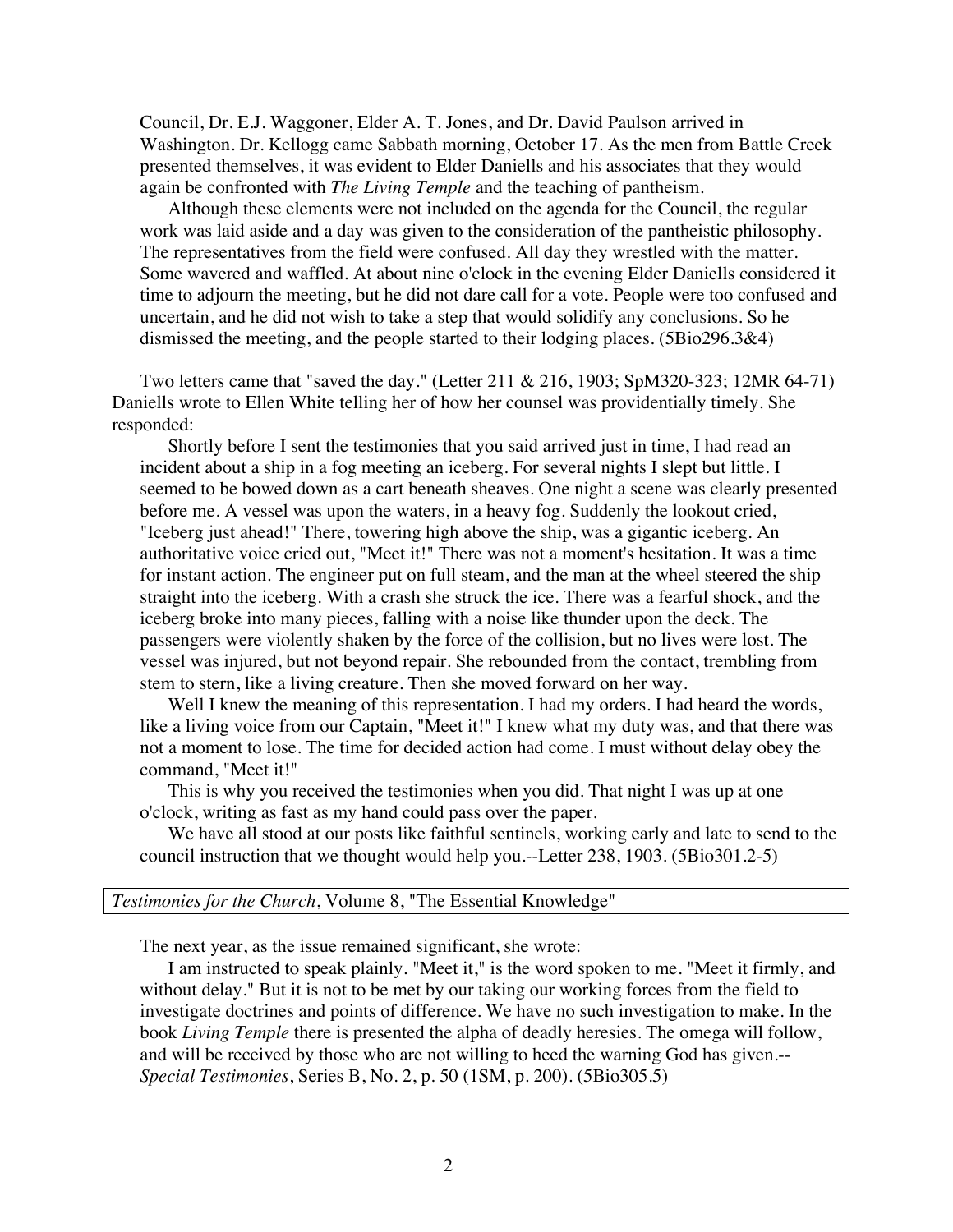Council, Dr. E.J. Waggoner, Elder A. T. Jones, and Dr. David Paulson arrived in Washington. Dr. Kellogg came Sabbath morning, October 17. As the men from Battle Creek presented themselves, it was evident to Elder Daniells and his associates that they would again be confronted with *The Living Temple* and the teaching of pantheism.

Although these elements were not included on the agenda for the Council, the regular work was laid aside and a day was given to the consideration of the pantheistic philosophy. The representatives from the field were confused. All day they wrestled with the matter. Some wavered and waffled. At about nine o'clock in the evening Elder Daniells considered it time to adjourn the meeting, but he did not dare call for a vote. People were too confused and uncertain, and he did not wish to take a step that would solidify any conclusions. So he dismissed the meeting, and the people started to their lodging places. (5Bio296.3&4)

Two letters came that "saved the day." (Letter 211 & 216, 1903; SpM320-323; 12MR 64-71) Daniells wrote to Ellen White telling her of how her counsel was providentially timely. She responded:

> Shortly before I sent the testimonies that you said arrived just in time, I had read an incident about a ship in a fog meeting an iceberg. For several nights I slept but little. I seemed to be bowed down as a cart beneath sheaves. One night a scene was clearly presented before me. A vessel was upon the waters, in a heavy fog. Suddenly the lookout cried, "Iceberg just ahead!" There, towering high above the ship, was a gigantic iceberg. An authoritative voice cried out, "Meet it!" There was not a moment's hesitation. It was a time for instant action. The engineer put on full steam, and the man at the wheel steered the ship straight into the iceberg. With a crash she struck the ice. There was a fearful shock, and the iceberg broke into many pieces, falling with a noise like thunder upon the deck. The passengers were violently shaken by the force of the collision, but no lives were lost. The vessel was injured, but not beyond repair. She rebounded from the contact, trembling from stem to stern, like a living creature. Then she moved forward on her way.
>
> Well I knew the meaning of this representation. I had my orders. I had heard the words, like a living voice from our Captain, "Meet it!" I knew what my duty was, and that there was not a moment to lose. The time for decided action had come. I must without delay obey the command, "Meet it!"
>
> This is why you received the testimonies when you did. That night I was up at one o'clock, writing as fast as my hand could pass over the paper.
>
> We have all stood at our posts like faithful sentinels, working early and late to send to the council instruction that we thought would help you.--Letter 238, 1903. (5Bio301.2-5)

*Testimonies for the Church*, Volume 8, "The Essential Knowledge"

The next year, as the issue remained significant, she wrote:

> I am instructed to speak plainly. "Meet it," is the word spoken to me. "Meet it firmly, and without delay." But it is not to be met by our taking our working forces from the field to investigate doctrines and points of difference. We have no such investigation to make. In the book *Living Temple* there is presented the alpha of deadly heresies. The omega will follow, and will be received by those who are not willing to heed the warning God has given.--*Special Testimonies*, Series B, No. 2, p. 50 (1SM, p. 200). (5Bio305.5)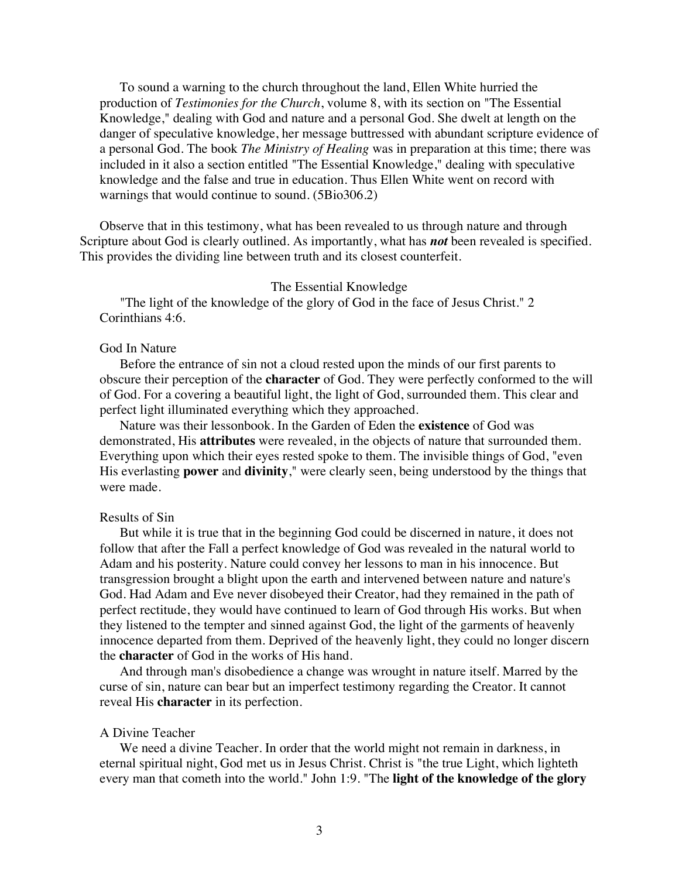To sound a warning to the church throughout the land, Ellen White hurried the production of *Testimonies for the Church*, volume 8, with its section on "The Essential Knowledge," dealing with God and nature and a personal God. She dwelt at length on the danger of speculative knowledge, her message buttressed with abundant scripture evidence of a personal God. The book *The Ministry of Healing* was in preparation at this time; there was included in it also a section entitled "The Essential Knowledge," dealing with speculative knowledge and the false and true in education. Thus Ellen White went on record with warnings that would continue to sound. (5Bio306.2)

Observe that in this testimony, what has been revealed to us through nature and through Scripture about God is clearly outlined. As importantly, what has ***not*** been revealed is specified. This provides the dividing line between truth and its closest counterfeit.

## The Essential Knowledge

"The light of the knowledge of the glory of God in the face of Jesus Christ." 2 Corinthians 4:6.

### God In Nature

Before the entrance of sin not a cloud rested upon the minds of our first parents to obscure their perception of the **character** of God. They were perfectly conformed to the will of God. For a covering a beautiful light, the light of God, surrounded them. This clear and perfect light illuminated everything which they approached.

Nature was their lessonbook. In the Garden of Eden the **existence** of God was demonstrated, His **attributes** were revealed, in the objects of nature that surrounded them. Everything upon which their eyes rested spoke to them. The invisible things of God, "even His everlasting **power** and **divinity**," were clearly seen, being understood by the things that were made.

### Results of Sin

But while it is true that in the beginning God could be discerned in nature, it does not follow that after the Fall a perfect knowledge of God was revealed in the natural world to Adam and his posterity. Nature could convey her lessons to man in his innocence. But transgression brought a blight upon the earth and intervened between nature and nature's God. Had Adam and Eve never disobeyed their Creator, had they remained in the path of perfect rectitude, they would have continued to learn of God through His works. But when they listened to the tempter and sinned against God, the light of the garments of heavenly innocence departed from them. Deprived of the heavenly light, they could no longer discern the **character** of God in the works of His hand.

And through man's disobedience a change was wrought in nature itself. Marred by the curse of sin, nature can bear but an imperfect testimony regarding the Creator. It cannot reveal His **character** in its perfection.

### A Divine Teacher

We need a divine Teacher. In order that the world might not remain in darkness, in eternal spiritual night, God met us in Jesus Christ. Christ is "the true Light, which lighteth every man that cometh into the world." John 1:9. "The **light of the knowledge of the glory**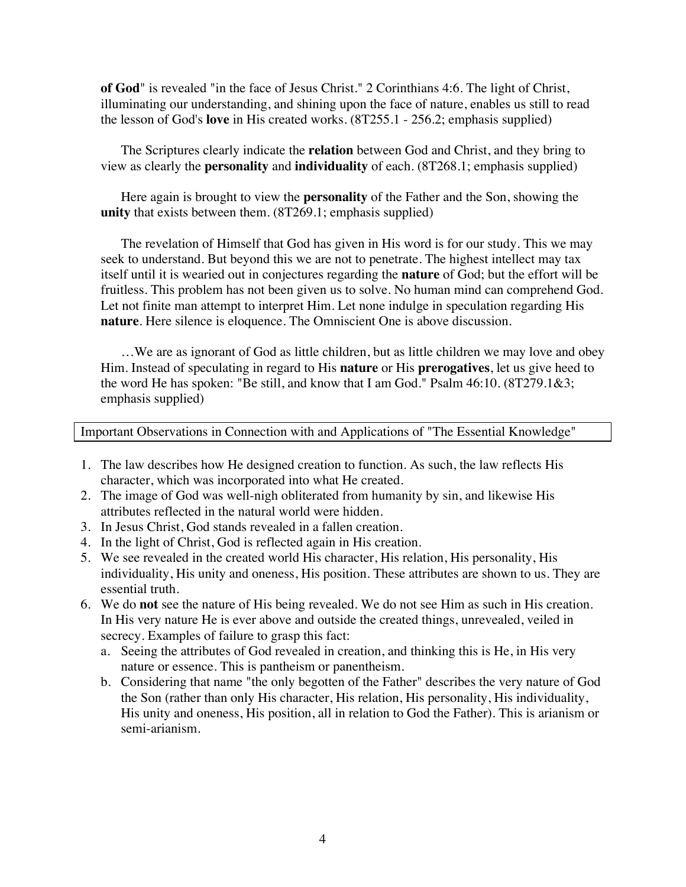**of God**" is revealed "in the face of Jesus Christ." 2 Corinthians 4:6. The light of Christ, illuminating our understanding, and shining upon the face of nature, enables us still to read the lesson of God's **love** in His created works. (8T255.1 - 256.2; emphasis supplied)

The Scriptures clearly indicate the **relation** between God and Christ, and they bring to view as clearly the **personality** and **individuality** of each. (8T268.1; emphasis supplied)

Here again is brought to view the **personality** of the Father and the Son, showing the **unity** that exists between them. (8T269.1; emphasis supplied)

The revelation of Himself that God has given in His word is for our study. This we may seek to understand. But beyond this we are not to penetrate. The highest intellect may tax itself until it is wearied out in conjectures regarding the **nature** of God; but the effort will be fruitless. This problem has not been given us to solve. No human mind can comprehend God. Let not finite man attempt to interpret Him. Let none indulge in speculation regarding His **nature**. Here silence is eloquence. The Omniscient One is above discussion.

…We are as ignorant of God as little children, but as little children we may love and obey Him. Instead of speculating in regard to His **nature** or His **prerogatives**, let us give heed to the word He has spoken: "Be still, and know that I am God." Psalm 46:10. (8T279.1&3; emphasis supplied)

## Important Observations in Connection with and Applications of "The Essential Knowledge"

1. The law describes how He designed creation to function. As such, the law reflects His character, which was incorporated into what He created.
2. The image of God was well-nigh obliterated from humanity by sin, and likewise His attributes reflected in the natural world were hidden.
3. In Jesus Christ, God stands revealed in a fallen creation.
4. In the light of Christ, God is reflected again in His creation.
5. We see revealed in the created world His character, His relation, His personality, His individuality, His unity and oneness, His position. These attributes are shown to us. They are essential truth.
6. We do **not** see the nature of His being revealed. We do not see Him as such in His creation. In His very nature He is ever above and outside the created things, unrevealed, veiled in secrecy. Examples of failure to grasp this fact:
   a. Seeing the attributes of God revealed in creation, and thinking this is He, in His very nature or essence. This is pantheism or panentheism.
   b. Considering that name "the only begotten of the Father" describes the very nature of God the Son (rather than only His character, His relation, His personality, His individuality, His unity and oneness, His position, all in relation to God the Father). This is arianism or semi-arianism.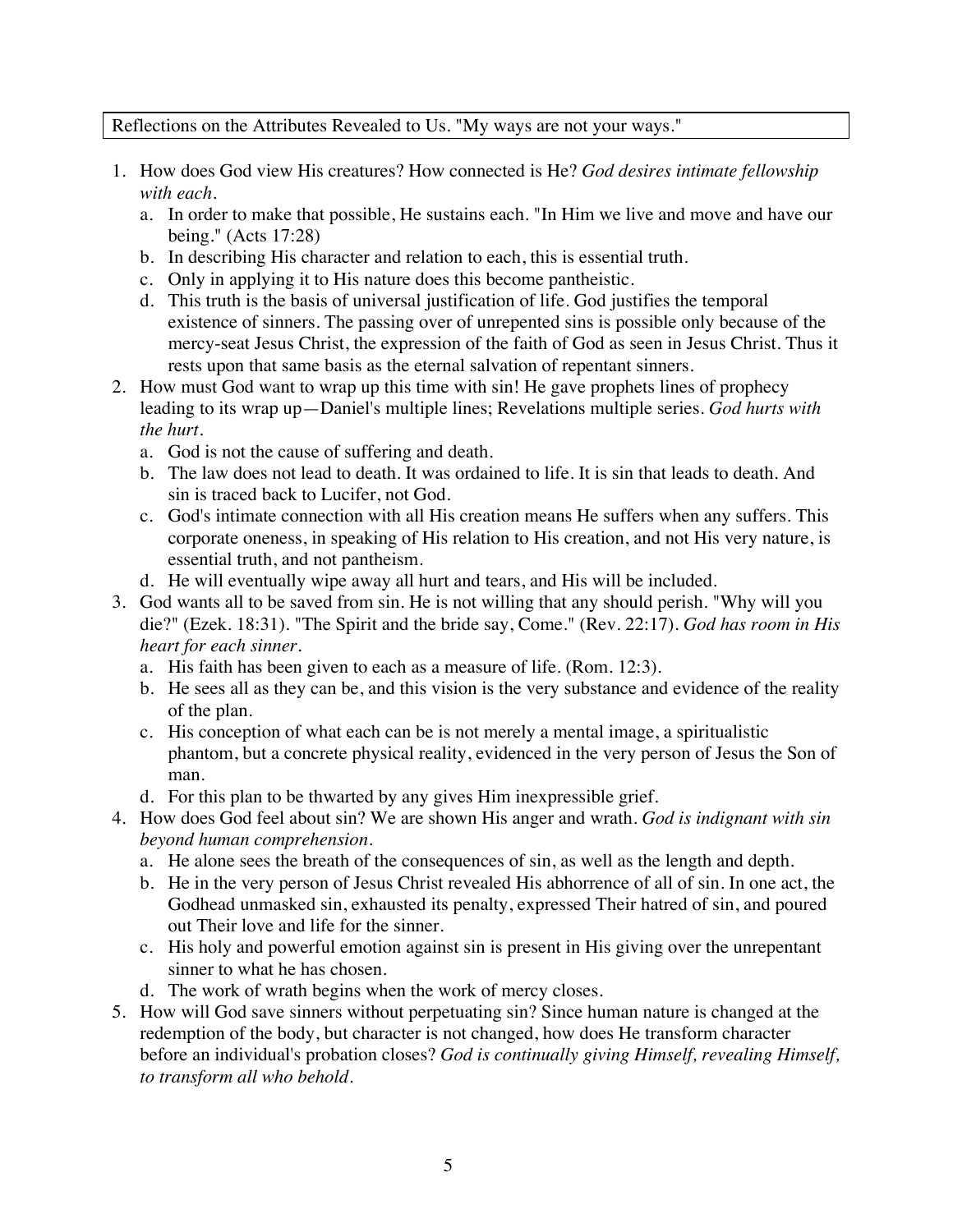Reflections on the Attributes Revealed to Us. "My ways are not your ways."

1. How does God view His creatures? How connected is He? *God desires intimate fellowship with each.*
   a. In order to make that possible, He sustains each. "In Him we live and move and have our being." (Acts 17:28)
   b. In describing His character and relation to each, this is essential truth.
   c. Only in applying it to His nature does this become pantheistic.
   d. This truth is the basis of universal justification of life. God justifies the temporal existence of sinners. The passing over of unrepented sins is possible only because of the mercy-seat Jesus Christ, the expression of the faith of God as seen in Jesus Christ. Thus it rests upon that same basis as the eternal salvation of repentant sinners.
2. How must God want to wrap up this time with sin! He gave prophets lines of prophecy leading to its wrap up—Daniel's multiple lines; Revelations multiple series. *God hurts with the hurt.*
   a. God is not the cause of suffering and death.
   b. The law does not lead to death. It was ordained to life. It is sin that leads to death. And sin is traced back to Lucifer, not God.
   c. God's intimate connection with all His creation means He suffers when any suffers. This corporate oneness, in speaking of His relation to His creation, and not His very nature, is essential truth, and not pantheism.
   d. He will eventually wipe away all hurt and tears, and His will be included.
3. God wants all to be saved from sin. He is not willing that any should perish. "Why will you die?" (Ezek. 18:31). "The Spirit and the bride say, Come." (Rev. 22:17). *God has room in His heart for each sinner.*
   a. His faith has been given to each as a measure of life. (Rom. 12:3).
   b. He sees all as they can be, and this vision is the very substance and evidence of the reality of the plan.
   c. His conception of what each can be is not merely a mental image, a spiritualistic phantom, but a concrete physical reality, evidenced in the very person of Jesus the Son of man.
   d. For this plan to be thwarted by any gives Him inexpressible grief.
4. How does God feel about sin? We are shown His anger and wrath. *God is indignant with sin beyond human comprehension.*
   a. He alone sees the breath of the consequences of sin, as well as the length and depth.
   b. He in the very person of Jesus Christ revealed His abhorrence of all of sin. In one act, the Godhead unmasked sin, exhausted its penalty, expressed Their hatred of sin, and poured out Their love and life for the sinner.
   c. His holy and powerful emotion against sin is present in His giving over the unrepentant sinner to what he has chosen.
   d. The work of wrath begins when the work of mercy closes.
5. How will God save sinners without perpetuating sin? Since human nature is changed at the redemption of the body, but character is not changed, how does He transform character before an individual's probation closes? *God is continually giving Himself, revealing Himself, to transform all who behold.*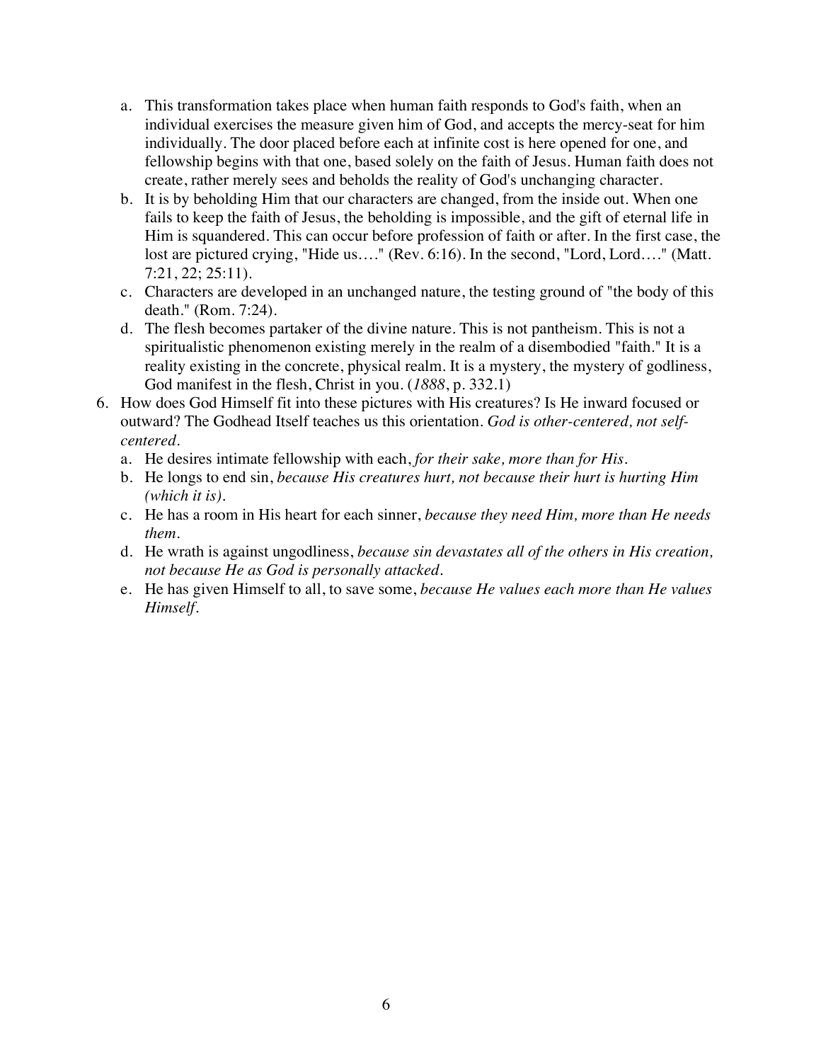a. This transformation takes place when human faith responds to God's faith, when an individual exercises the measure given him of God, and accepts the mercy-seat for him individually. The door placed before each at infinite cost is here opened for one, and fellowship begins with that one, based solely on the faith of Jesus. Human faith does not create, rather merely sees and beholds the reality of God's unchanging character.
   b. It is by beholding Him that our characters are changed, from the inside out. When one fails to keep the faith of Jesus, the beholding is impossible, and the gift of eternal life in Him is squandered. This can occur before profession of faith or after. In the first case, the lost are pictured crying, "Hide us…." (Rev. 6:16). In the second, "Lord, Lord…." (Matt. 7:21, 22; 25:11).
   c. Characters are developed in an unchanged nature, the testing ground of "the body of this death." (Rom. 7:24).
   d. The flesh becomes partaker of the divine nature. This is not pantheism. This is not a spiritualistic phenomenon existing merely in the realm of a disembodied "faith." It is a reality existing in the concrete, physical realm. It is a mystery, the mystery of godliness, God manifest in the flesh, Christ in you. (*1888*, p. 332.1)

6. How does God Himself fit into these pictures with His creatures? Is He inward focused or outward? The Godhead Itself teaches us this orientation. *God is other-centered, not self-centered.*
   a. He desires intimate fellowship with each, *for their sake, more than for His.*
   b. He longs to end sin, *because His creatures hurt, not because their hurt is hurting Him (which it is).*
   c. He has a room in His heart for each sinner, *because they need Him, more than He needs them.*
   d. He wrath is against ungodliness, *because sin devastates all of the others in His creation, not because He as God is personally attacked.*
   e. He has given Himself to all, to save some, *because He values each more than He values Himself.*